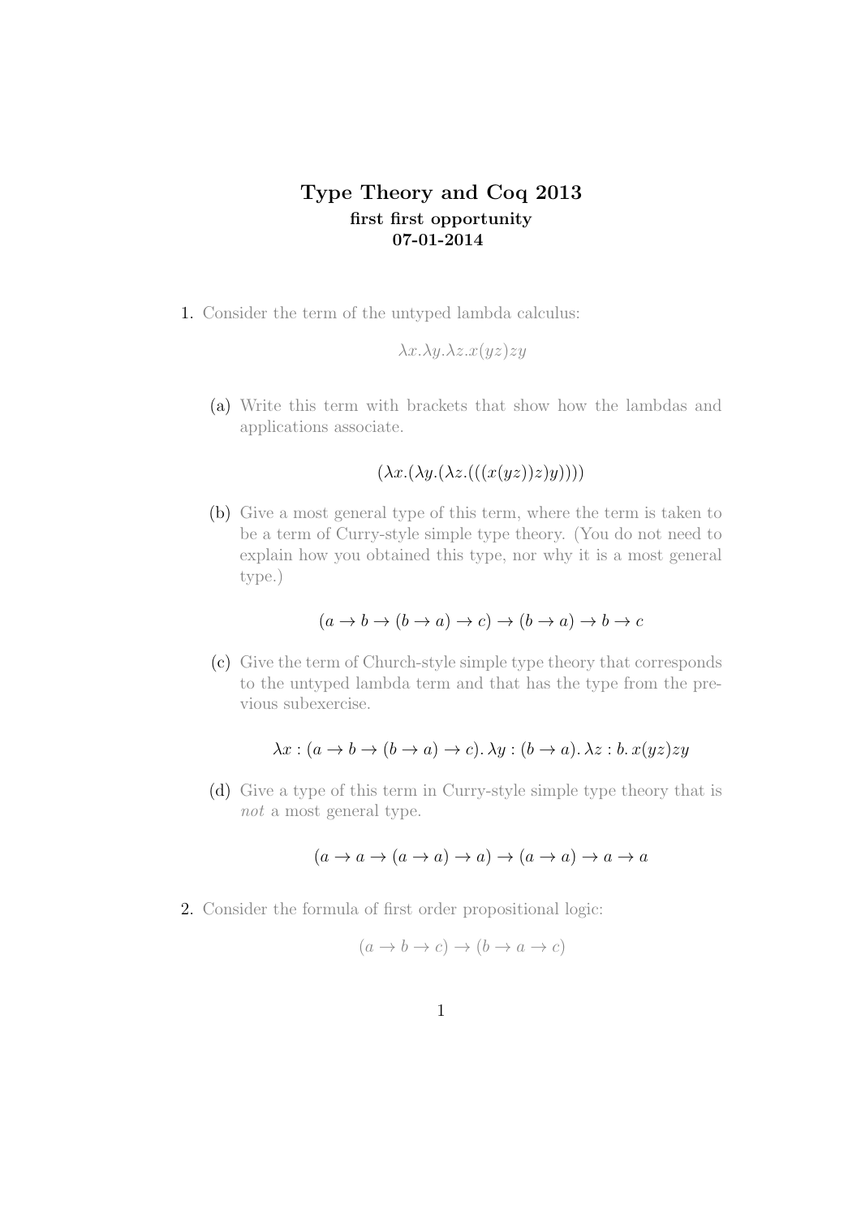# Type Theory and Coq 2013

**first first opportunity**

**07-01-2014**

1. Consider the term of the untyped lambda calculus:

$$\lambda x.\lambda y.\lambda z.x(yz)zy$$

   (a) Write this term with brackets that show how the lambdas and applications associate.

$$(\lambda x.(\lambda y.(\lambda z.(((x(yz))z)y))))$$

   (b) Give a most general type of this term, where the term is taken to be a term of Curry-style simple type theory. (You do not need to explain how you obtained this type, nor why it is a most general type.)

$$(a \to b \to (b \to a) \to c) \to (b \to a) \to b \to c$$

   (c) Give the term of Church-style simple type theory that corresponds to the untyped lambda term and that has the type from the previous subexercise.

$$\lambda x : (a \to b \to (b \to a) \to c).\, \lambda y : (b \to a).\, \lambda z : b.\, x(yz)zy$$

   (d) Give a type of this term in Curry-style simple type theory that is *not* a most general type.

$$(a \to a \to (a \to a) \to a) \to (a \to a) \to a \to a$$

2. Consider the formula of first order propositional logic:

$$(a \to b \to c) \to (b \to a \to c)$$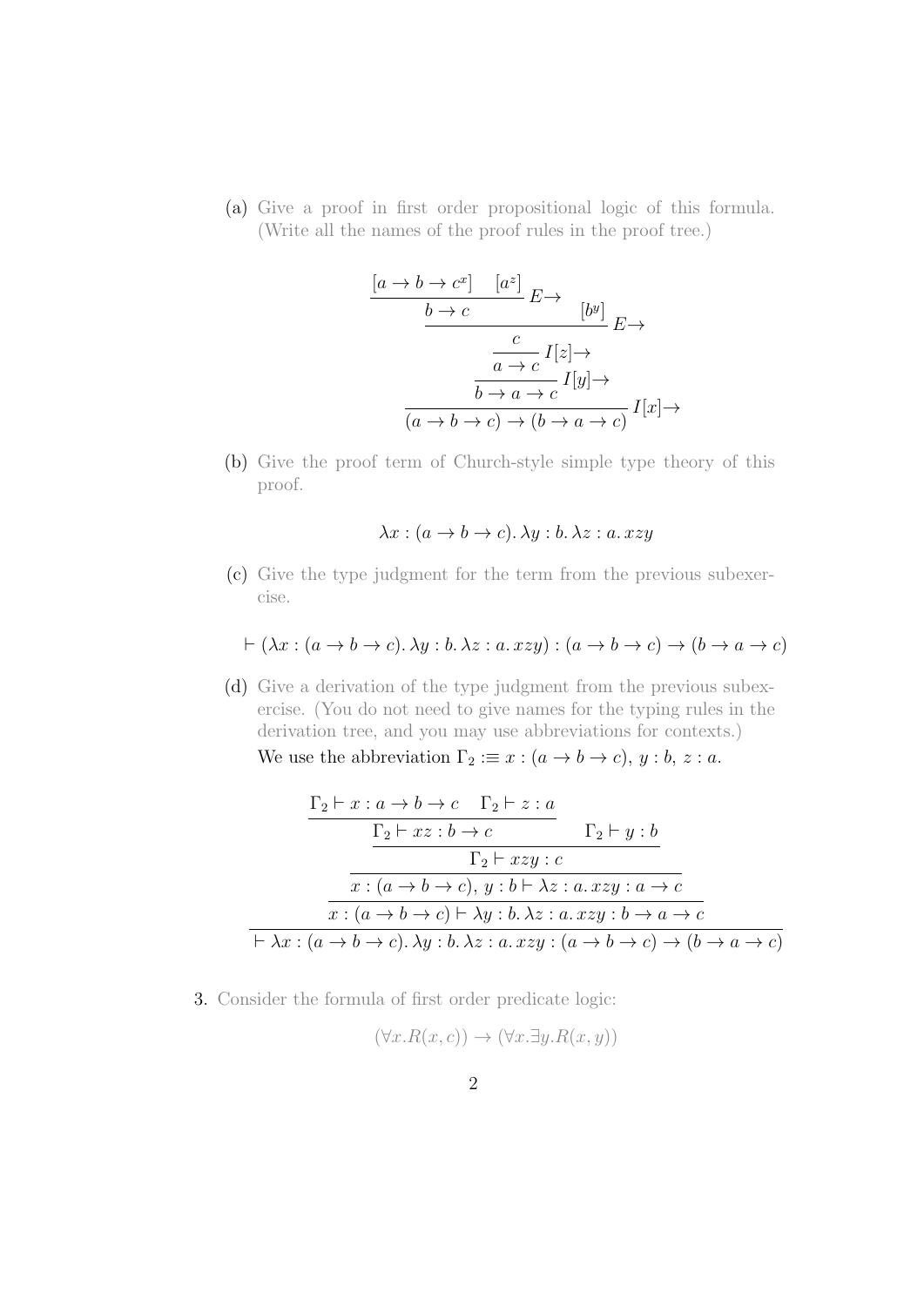(a) Give a proof in first order propositional logic of this formula. (Write all the names of the proof rules in the proof tree.)

$$
\dfrac{\dfrac{\dfrac{\dfrac{\dfrac{[a \to b \to c^x] \quad [a^z]}{b \to c} E{\to} \qquad [b^y]}{c} E{\to}}{a \to c} I[z]{\to}}{b \to a \to c} I[y]{\to}}{(a \to b \to c) \to (b \to a \to c)} I[x]{\to}
$$

(b) Give the proof term of Church-style simple type theory of this proof.

$$\lambda x : (a \to b \to c).\, \lambda y : b.\, \lambda z : a.\, xzy$$

(c) Give the type judgment for the term from the previous subexercise.

$$\vdash (\lambda x : (a \to b \to c).\, \lambda y : b.\, \lambda z : a.\, xzy) : (a \to b \to c) \to (b \to a \to c)$$

(d) Give a derivation of the type judgment from the previous subexercise. (You do not need to give names for the typing rules in the derivation tree, and you may use abbreviations for contexts.)

We use the abbreviation $\Gamma_2 :\equiv x : (a \to b \to c),\, y : b,\, z : a$.

$$
\dfrac{\dfrac{\dfrac{\dfrac{\dfrac{\Gamma_2 \vdash x : a \to b \to c \quad \Gamma_2 \vdash z : a}{\Gamma_2 \vdash xz : b \to c} \qquad \Gamma_2 \vdash y : b}{\Gamma_2 \vdash xzy : c}}{x : (a \to b \to c),\, y : b \vdash \lambda z : a.\, xzy : a \to c}}{x : (a \to b \to c) \vdash \lambda y : b.\, \lambda z : a.\, xzy : b \to a \to c}}{\vdash \lambda x : (a \to b \to c).\, \lambda y : b.\, \lambda z : a.\, xzy : (a \to b \to c) \to (b \to a \to c)}
$$

3. Consider the formula of first order predicate logic:

$$(\forall x. R(x, c)) \to (\forall x. \exists y. R(x, y))$$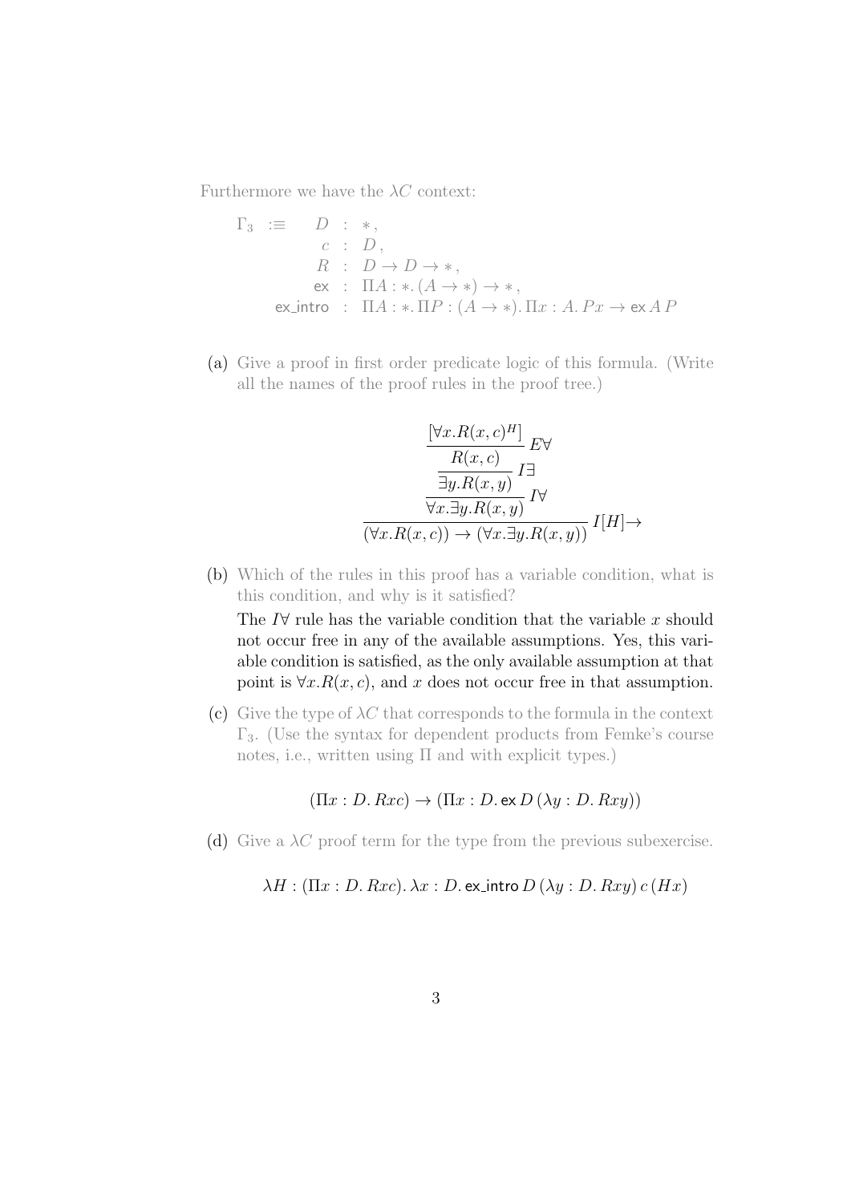Furthermore we have the $\lambda C$ context:

$$
\begin{array}{rrcl}
\Gamma_3 & :\equiv & D & : & *, \\
& & c & : & D, \\
& & R & : & D \to D \to *, \\
& & \mathsf{ex} & : & \Pi A : *.\, (A \to *) \to *, \\
& & \mathsf{ex\_intro} & : & \Pi A : *.\, \Pi P : (A \to *).\, \Pi x : A.\, Px \to \mathsf{ex}\, A\, P
\end{array}
$$

(a) Give a proof in first order predicate logic of this formula. (Write all the names of the proof rules in the proof tree.)

$$
\dfrac{\dfrac{\dfrac{\dfrac{[\forall x. R(x,c)^H]}{R(x,c)}\, E\forall}{\exists y. R(x,y)}\, I\exists}{\forall x. \exists y. R(x,y)}\, I\forall}{(\forall x. R(x,c)) \to (\forall x. \exists y. R(x,y))}\, I[H]{\to}
$$

(b) Which of the rules in this proof has a variable condition, what is this condition, and why is it satisfied?

The $I\forall$ rule has the variable condition that the variable $x$ should not occur free in any of the available assumptions. Yes, this variable condition is satisfied, as the only available assumption at that point is $\forall x. R(x,c)$, and $x$ does not occur free in that assumption.

(c) Give the type of $\lambda C$ that corresponds to the formula in the context $\Gamma_3$. (Use the syntax for dependent products from Femke's course notes, i.e., written using $\Pi$ and with explicit types.)

$$
(\Pi x : D.\, Rxc) \to (\Pi x : D.\, \mathsf{ex}\, D\, (\lambda y : D.\, Rxy))
$$

(d) Give a $\lambda C$ proof term for the type from the previous subexercise.

$$
\lambda H : (\Pi x : D.\, Rxc).\, \lambda x : D.\, \mathsf{ex\_intro}\, D\, (\lambda y : D.\, Rxy)\, c\, (Hx)
$$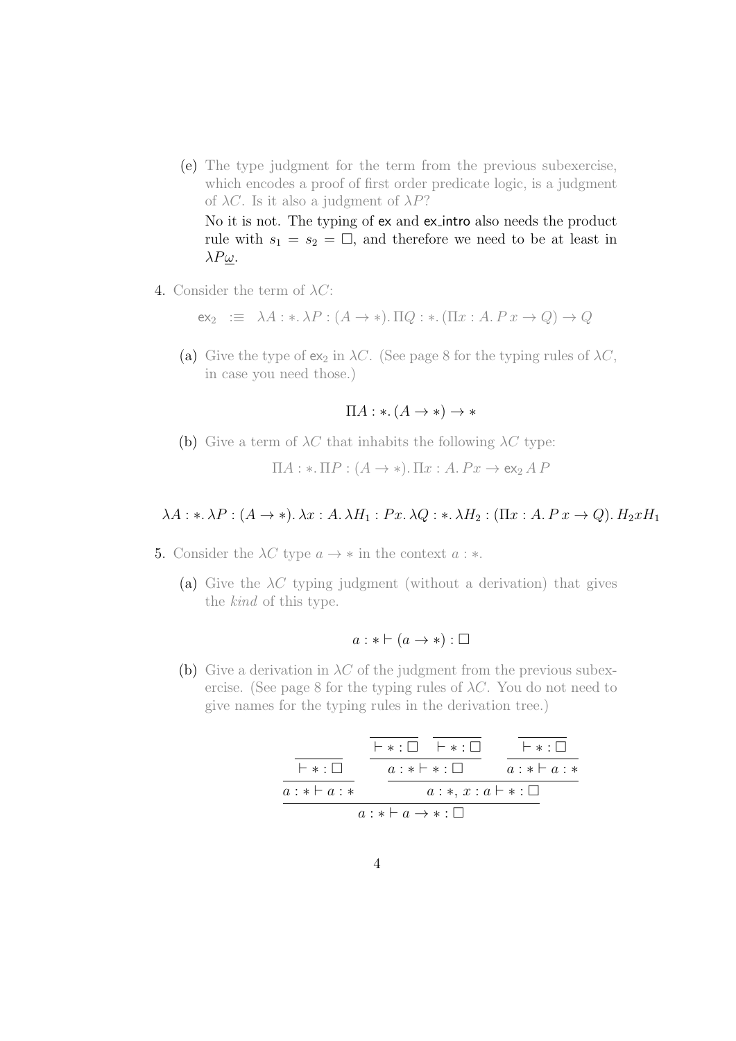(e) The type judgment for the term from the previous subexercise, which encodes a proof of first order predicate logic, is a judgment of $\lambda C$. Is it also a judgment of $\lambda P$?

   No it is not. The typing of ex and ex_intro also needs the product rule with $s_1 = s_2 = \Box$, and therefore we need to be at least in $\lambda P\underline{\omega}$.

4. Consider the term of $\lambda C$:

   $$\mathsf{ex}_2 \ :\equiv \ \lambda A : *. \, \lambda P : (A \to *). \, \Pi Q : *. \, (\Pi x : A. \, P\,x \to Q) \to Q$$

   (a) Give the type of $\mathsf{ex}_2$ in $\lambda C$. (See page 8 for the typing rules of $\lambda C$, in case you need those.)

   $$\Pi A : *. \, (A \to *) \to *$$

   (b) Give a term of $\lambda C$ that inhabits the following $\lambda C$ type:

   $$\Pi A : *. \, \Pi P : (A \to *). \, \Pi x : A. \, P x \to \mathsf{ex}_2 \, A \, P$$

   $$\lambda A : *. \, \lambda P : (A \to *). \, \lambda x : A. \, \lambda H_1 : P x. \, \lambda Q : *. \, \lambda H_2 : (\Pi x : A. \, P\,x \to Q). \, H_2 x H_1$$

5. Consider the $\lambda C$ type $a \to *$ in the context $a : *$.

   (a) Give the $\lambda C$ typing judgment (without a derivation) that gives the *kind* of this type.

   $$a : * \vdash (a \to *) : \Box$$

   (b) Give a derivation in $\lambda C$ of the judgment from the previous subexercise. (See page 8 for the typing rules of $\lambda C$. You do not need to give names for the typing rules in the derivation tree.)

   $$\dfrac{\dfrac{\dfrac{}{\vdash * : \Box}}{a : * \vdash a : *} \qquad \dfrac{\dfrac{\dfrac{}{\vdash * : \Box} \quad \dfrac{}{\vdash * : \Box}}{a : * \vdash * : \Box} \qquad \dfrac{\dfrac{}{\vdash * : \Box}}{a : * \vdash a : *}}{a : *, \, x : a \vdash * : \Box}}{a : * \vdash a \to * : \Box}$$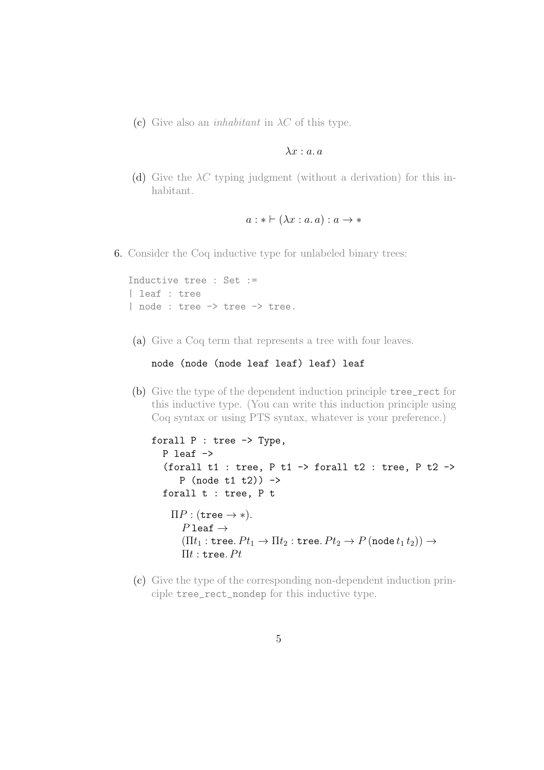(c) Give also an *inhabitant* in $\lambda C$ of this type.

$$\lambda x : a.\, a$$

(d) Give the $\lambda C$ typing judgment (without a derivation) for this inhabitant.

$$a : * \vdash (\lambda x : a.\, a) : a \to *$$

6. Consider the Coq inductive type for unlabeled binary trees:

```
Inductive tree : Set :=
| leaf : tree
| node : tree -> tree -> tree.
```

(a) Give a Coq term that represents a tree with four leaves.

```
node (node (node leaf leaf) leaf) leaf
```

(b) Give the type of the dependent induction principle `tree_rect` for this inductive type. (You can write this induction principle using Coq syntax or using PTS syntax, whatever is your preference.)

```
forall P : tree -> Type,
  P leaf ->
  (forall t1 : tree, P t1 -> forall t2 : tree, P t2 ->
     P (node t1 t2)) ->
  forall t : tree, P t
```

$$\begin{aligned}
&\Pi P : (\mathtt{tree} \to *).\\
&\quad P\,\mathtt{leaf} \to\\
&\quad (\Pi t_1 : \mathtt{tree}.\, P t_1 \to \Pi t_2 : \mathtt{tree}.\, P t_2 \to P\,(\mathtt{node}\, t_1\, t_2)) \to\\
&\quad \Pi t : \mathtt{tree}.\, P t
\end{aligned}$$

(c) Give the type of the corresponding non-dependent induction principle `tree_rect_nondep` for this inductive type.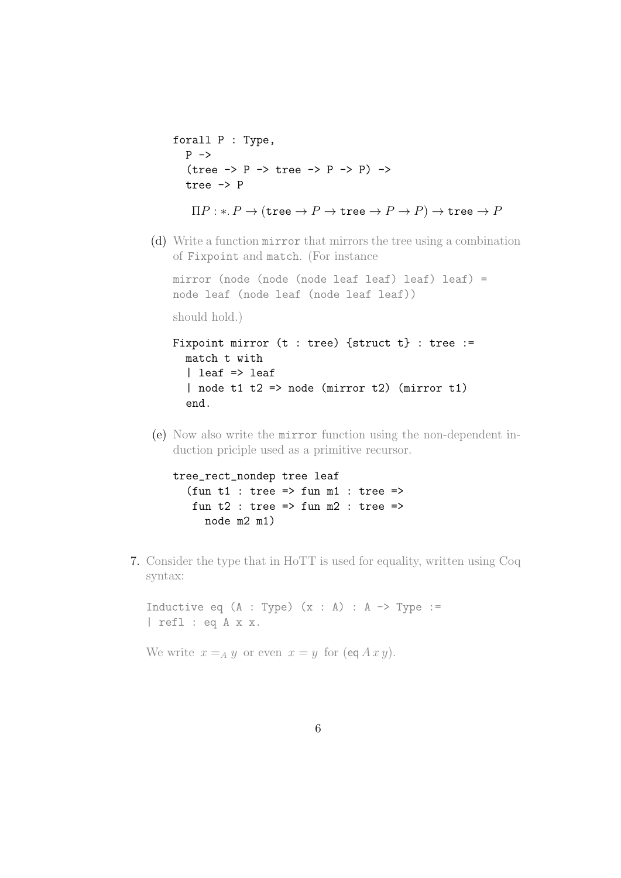```
forall P : Type,
  P ->
  (tree -> P -> tree -> P -> P) ->
  tree -> P
```

$$\Pi P : *. P \to (\texttt{tree} \to P \to \texttt{tree} \to P \to P) \to \texttt{tree} \to P$$

(d) Write a function `mirror` that mirrors the tree using a combination of `Fixpoint` and `match`. (For instance

```
mirror (node (node (node leaf leaf) leaf) leaf) =
node leaf (node leaf (node leaf leaf))
```

should hold.)

```
Fixpoint mirror (t : tree) {struct t} : tree :=
  match t with
  | leaf => leaf
  | node t1 t2 => node (mirror t2) (mirror t1)
  end.
```

(e) Now also write the `mirror` function using the non-dependent induction priciple used as a primitive recursor.

```
tree_rect_nondep tree leaf
  (fun t1 : tree => fun m1 : tree =>
   fun t2 : tree => fun m2 : tree =>
     node m2 m1)
```

7. Consider the type that in HoTT is used for equality, written using Coq syntax:

```
Inductive eq (A : Type) (x : A) : A -> Type :=
| refl : eq A x x.
```

We write $x =_A y$ or even $x = y$ for $(\mathsf{eq}\, A\, x\, y)$.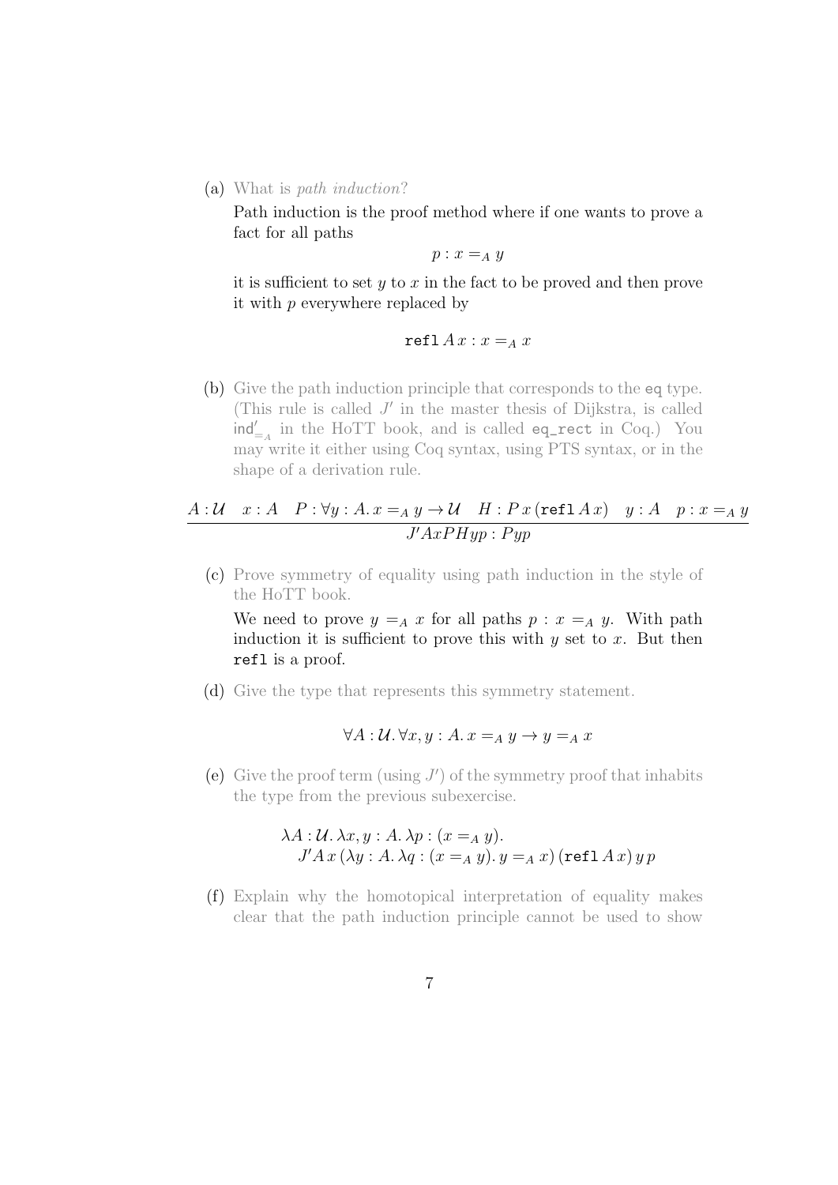(a) What is *path induction*?

Path induction is the proof method where if one wants to prove a fact for all paths

$$p : x =_A y$$

it is sufficient to set $y$ to $x$ in the fact to be proved and then prove it with $p$ everywhere replaced by

$$\texttt{refl}\, A\, x : x =_A x$$

(b) Give the path induction principle that corresponds to the `eq` type. (This rule is called $J'$ in the master thesis of Dijkstra, is called $\mathsf{ind}'_{=_A}$ in the HoTT book, and is called `eq_rect` in Coq.) You may write it either using Coq syntax, using PTS syntax, or in the shape of a derivation rule.

$$\frac{A : \mathcal{U} \quad x : A \quad P : \forall y : A.\, x =_A y \to \mathcal{U} \quad H : P\, x\, (\texttt{refl}\, A\, x) \quad y : A \quad p : x =_A y}{J' A x P H y p : P y p}$$

(c) Prove symmetry of equality using path induction in the style of the HoTT book.

We need to prove $y =_A x$ for all paths $p : x =_A y$. With path induction it is sufficient to prove this with $y$ set to $x$. But then `refl` is a proof.

(d) Give the type that represents this symmetry statement.

$$\forall A : \mathcal{U}.\, \forall x, y : A.\, x =_A y \to y =_A x$$

(e) Give the proof term (using $J'$) of the symmetry proof that inhabits the type from the previous subexercise.

$$\begin{aligned} &\lambda A : \mathcal{U}.\, \lambda x, y : A.\, \lambda p : (x =_A y). \\ &\quad J' A\, x\, (\lambda y : A.\, \lambda q : (x =_A y).\, y =_A x)\, (\texttt{refl}\, A\, x)\, y\, p \end{aligned}$$

(f) Explain why the homotopical interpretation of equality makes clear that the path induction principle cannot be used to show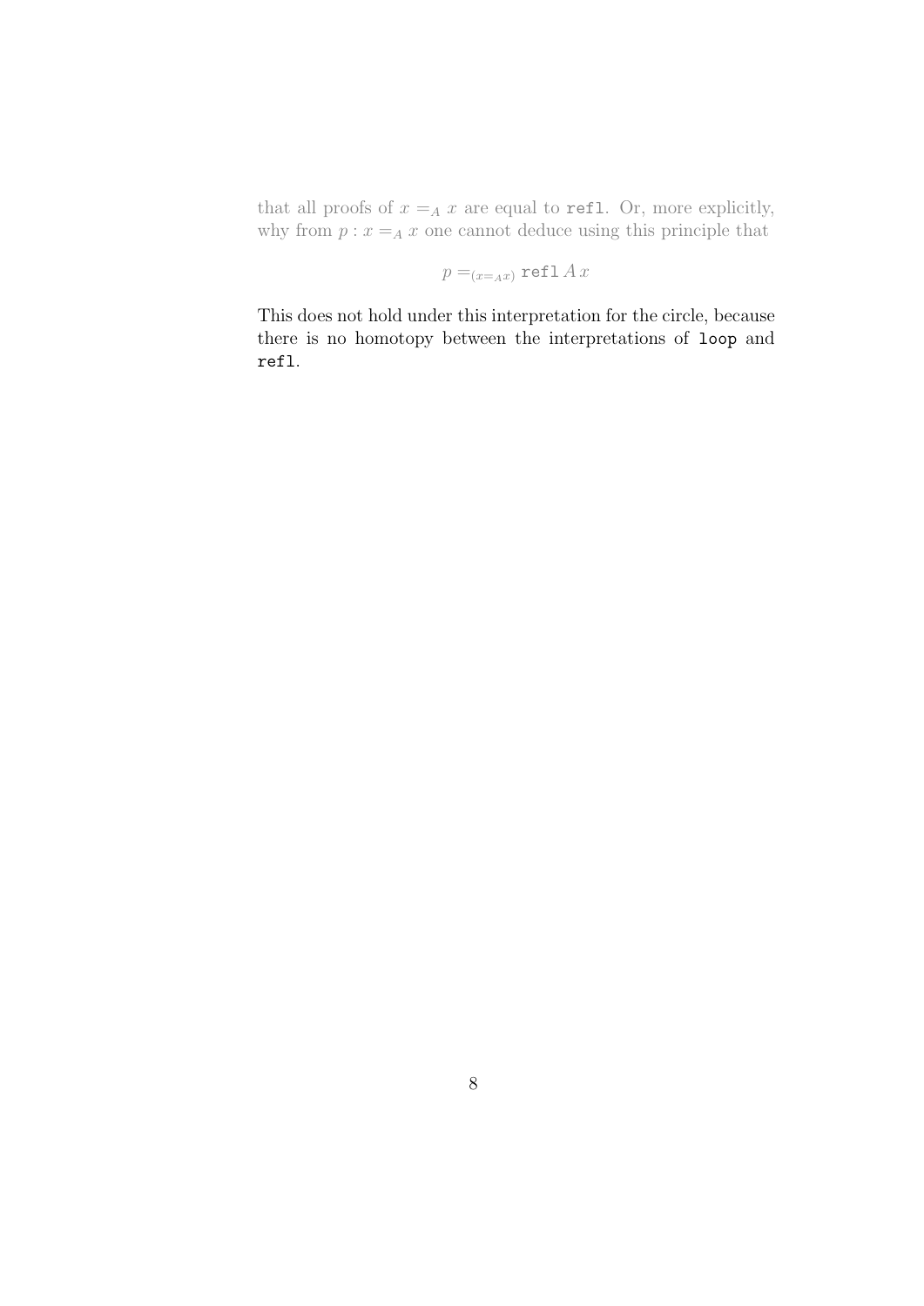that all proofs of $x =_A x$ are equal to `refl`. Or, more explicitly, why from $p : x =_A x$ one cannot deduce using this principle that

$$p =_{(x =_A x)} \texttt{refl}\, A\, x$$

This does not hold under this interpretation for the circle, because there is no homotopy between the interpretations of `loop` and `refl`.